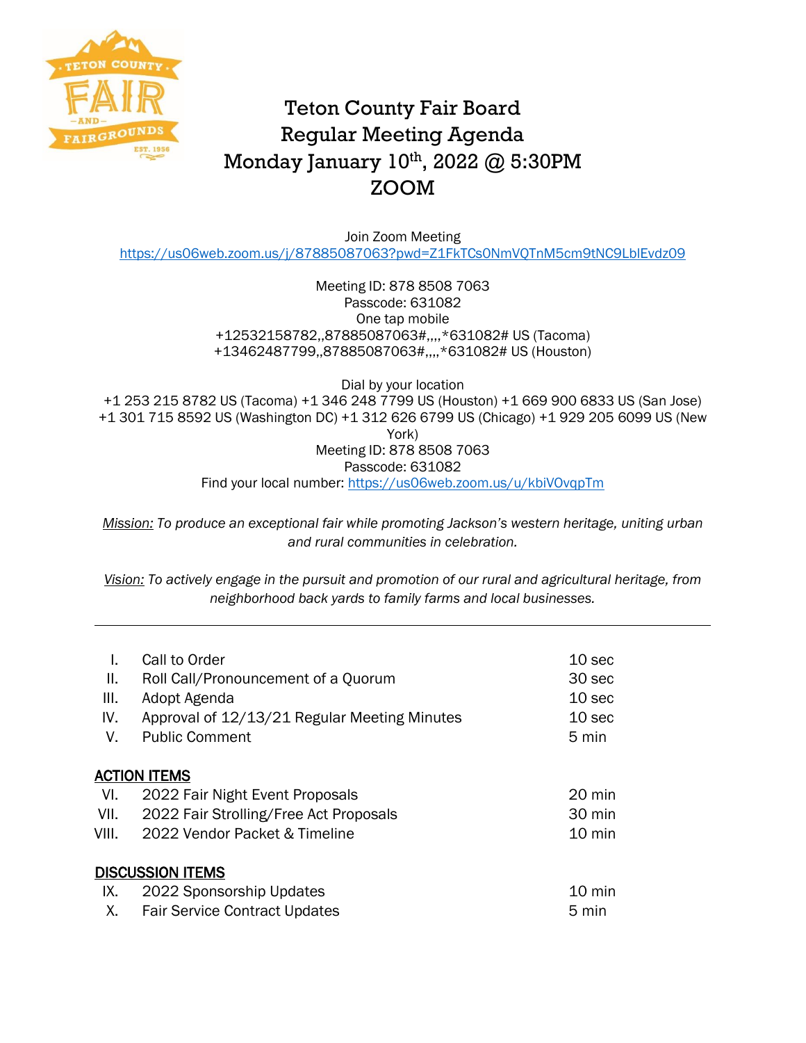# Teton County Fair Board
# Regular Meeting Agenda
# Monday January 10th, 2022 @ 5:30PM
# ZOOM

Join Zoom Meeting
https://us06web.zoom.us/j/87885087063?pwd=Z1FkTCs0NmVQTnM5cm9tNC9LblEvdz09

Meeting ID: 878 8508 7063
Passcode: 631082
One tap mobile
+12532158782,,87885087063#,,,,*631082# US (Tacoma)
+13462487799,,87885087063#,,,,*631082# US (Houston)

Dial by your location
+1 253 215 8782 US (Tacoma) +1 346 248 7799 US (Houston) +1 669 900 6833 US (San Jose) +1 301 715 8592 US (Washington DC) +1 312 626 6799 US (Chicago) +1 929 205 6099 US (New York)
Meeting ID: 878 8508 7063
Passcode: 631082
Find your local number: https://us06web.zoom.us/u/kbiVOvqpTm

*Mission: To produce an exceptional fair while promoting Jackson's western heritage, uniting urban and rural communities in celebration.*

*Vision: To actively engage in the pursuit and promotion of our rural and agricultural heritage, from neighborhood back yards to family farms and local businesses.*

---

| | | |
|---|---|---|
| I. | Call to Order | 10 sec |
| II. | Roll Call/Pronouncement of a Quorum | 30 sec |
| III. | Adopt Agenda | 10 sec |
| IV. | Approval of 12/13/21 Regular Meeting Minutes | 10 sec |
| V. | Public Comment | 5 min |

**ACTION ITEMS**

| | | |
|---|---|---|
| VI. | 2022 Fair Night Event Proposals | 20 min |
| VII. | 2022 Fair Strolling/Free Act Proposals | 30 min |
| VIII. | 2022 Vendor Packet & Timeline | 10 min |

**DISCUSSION ITEMS**

| | | |
|---|---|---|
| IX. | 2022 Sponsorship Updates | 10 min |
| X. | Fair Service Contract Updates | 5 min |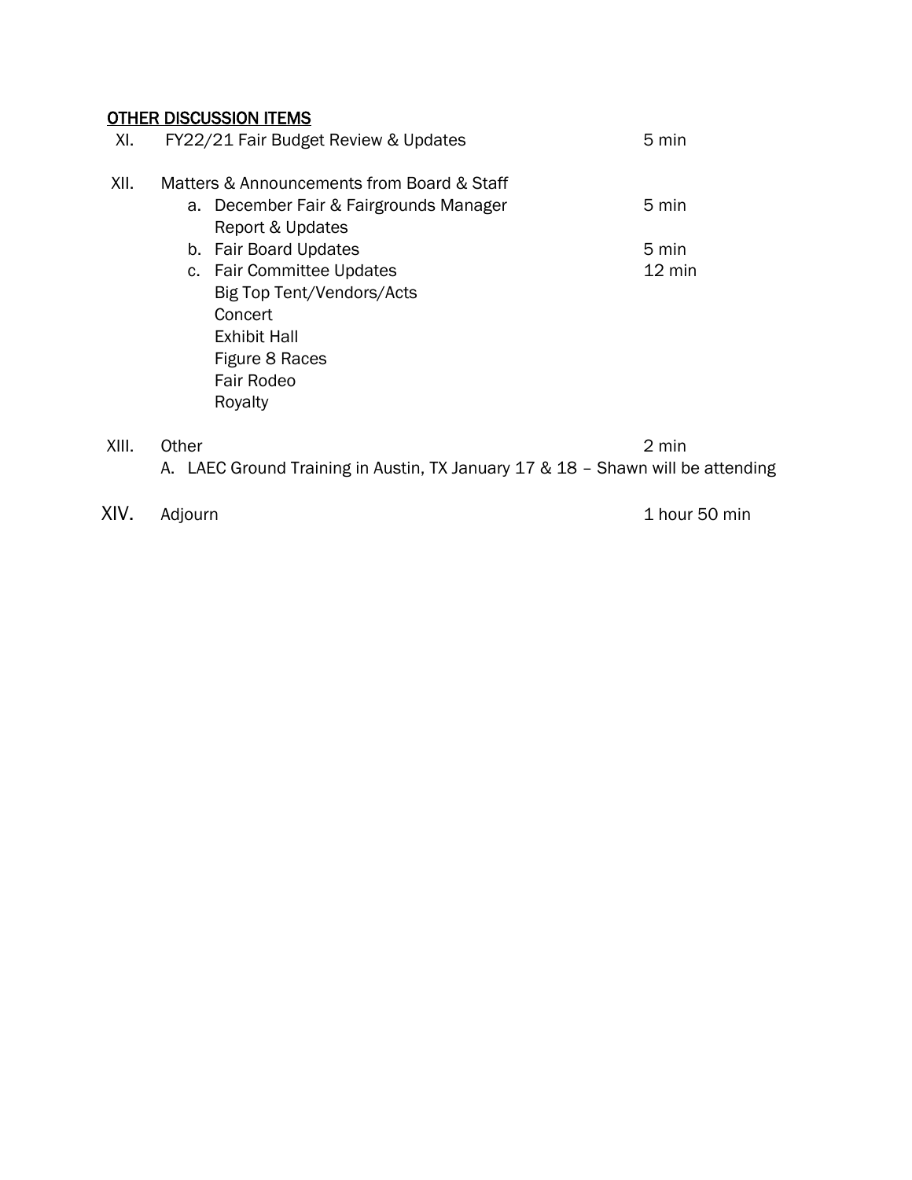<u>**OTHER DISCUSSION ITEMS**</u>

| | | |
|---|---|---|
| XI. | FY22/21 Fair Budget Review & Updates | 5 min |
| XII. | Matters & Announcements from Board & Staff | |
| | a. December Fair & Fairgrounds Manager Report & Updates | 5 min |
| | b. Fair Board Updates | 5 min |
| | c. Fair Committee Updates<br>Big Top Tent/Vendors/Acts<br>Concert<br>Exhibit Hall<br>Figure 8 Races<br>Fair Rodeo<br>Royalty | 12 min |
| XIII. | Other | 2 min |
| | A. LAEC Ground Training in Austin, TX January 17 & 18 – Shawn will be attending | |
| XIV. | Adjourn | 1 hour 50 min |